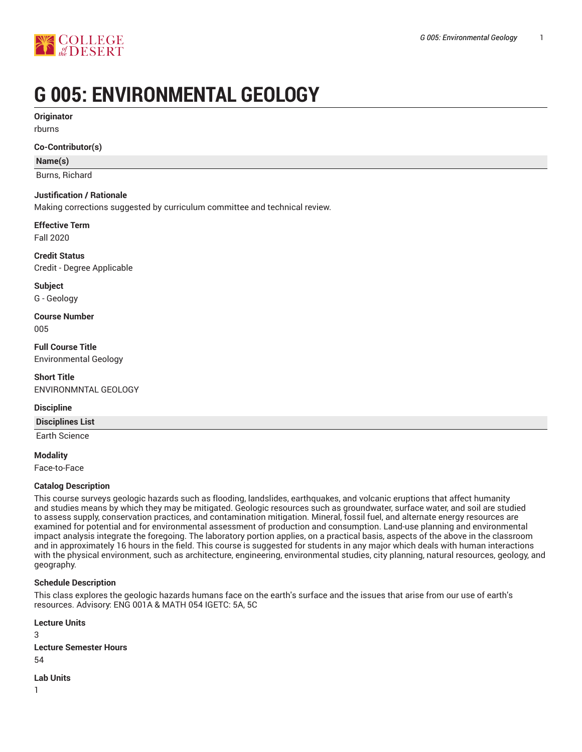# G 005: ENVIRONMENTAL GEOLOGY

**Originator**

rburns

**Co-Contributor(s)**

| Name(s) |
| --- |
| Burns, Richard |

**Justification / Rationale**

Making corrections suggested by curriculum committee and technical review.

**Effective Term**

Fall 2020

**Credit Status**

Credit - Degree Applicable

**Subject**

G - Geology

**Course Number**

005

**Full Course Title**

Environmental Geology

**Short Title**

ENVIRONMNTAL GEOLOGY

**Discipline**

| Disciplines List |
| --- |
| Earth Science |

**Modality**

Face-to-Face

**Catalog Description**

This course surveys geologic hazards such as flooding, landslides, earthquakes, and volcanic eruptions that affect humanity and studies means by which they may be mitigated. Geologic resources such as groundwater, surface water, and soil are studied to assess supply, conservation practices, and contamination mitigation. Mineral, fossil fuel, and alternate energy resources are examined for potential and for environmental assessment of production and consumption. Land-use planning and environmental impact analysis integrate the foregoing. The laboratory portion applies, on a practical basis, aspects of the above in the classroom and in approximately 16 hours in the field. This course is suggested for students in any major which deals with human interactions with the physical environment, such as architecture, engineering, environmental studies, city planning, natural resources, geology, and geography.

**Schedule Description**

This class explores the geologic hazards humans face on the earth's surface and the issues that arise from our use of earth's resources. Advisory: ENG 001A & MATH 054 IGETC: 5A, 5C

**Lecture Units**

3

**Lecture Semester Hours**

54

**Lab Units**

1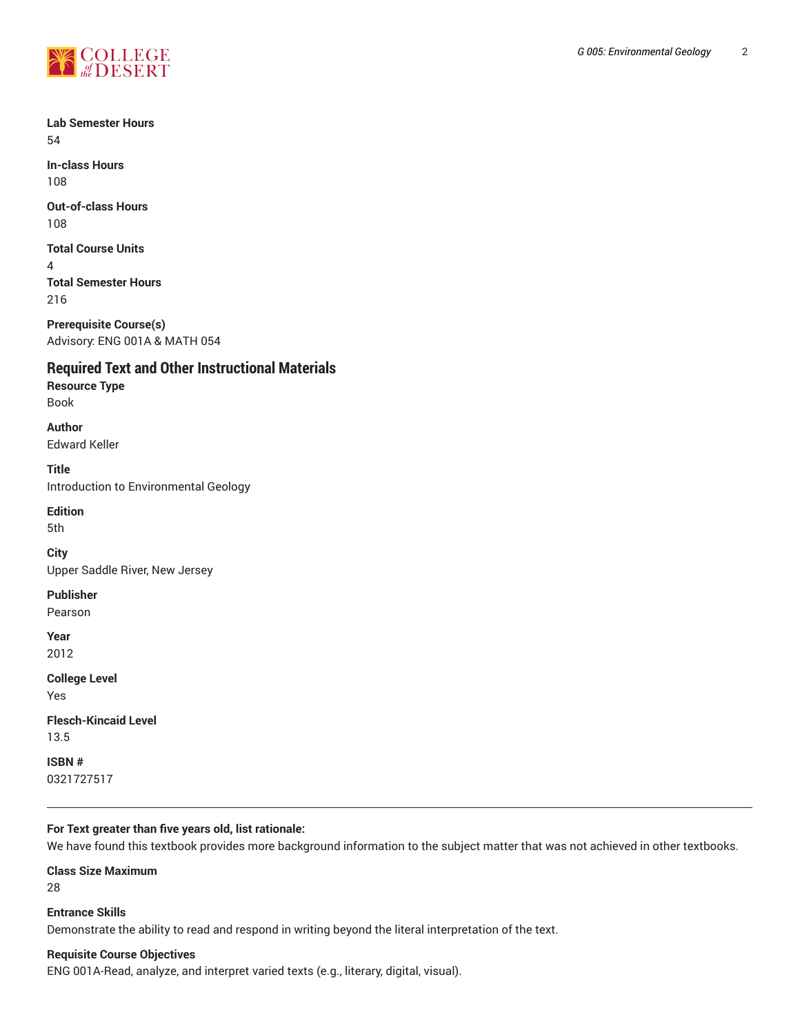**Lab Semester Hours**
54

**In-class Hours**
108

**Out-of-class Hours**
108

**Total Course Units**
4

**Total Semester Hours**
216

**Prerequisite Course(s)**
Advisory: ENG 001A & MATH 054

## Required Text and Other Instructional Materials

**Resource Type**
Book

**Author**
Edward Keller

**Title**
Introduction to Environmental Geology

**Edition**
5th

**City**
Upper Saddle River, New Jersey

**Publisher**
Pearson

**Year**
2012

**College Level**
Yes

**Flesch-Kincaid Level**
13.5

**ISBN #**
0321727517

---

**For Text greater than five years old, list rationale:**
We have found this textbook provides more background information to the subject matter that was not achieved in other textbooks.

**Class Size Maximum**
28

**Entrance Skills**
Demonstrate the ability to read and respond in writing beyond the literal interpretation of the text.

**Requisite Course Objectives**
ENG 001A-Read, analyze, and interpret varied texts (e.g., literary, digital, visual).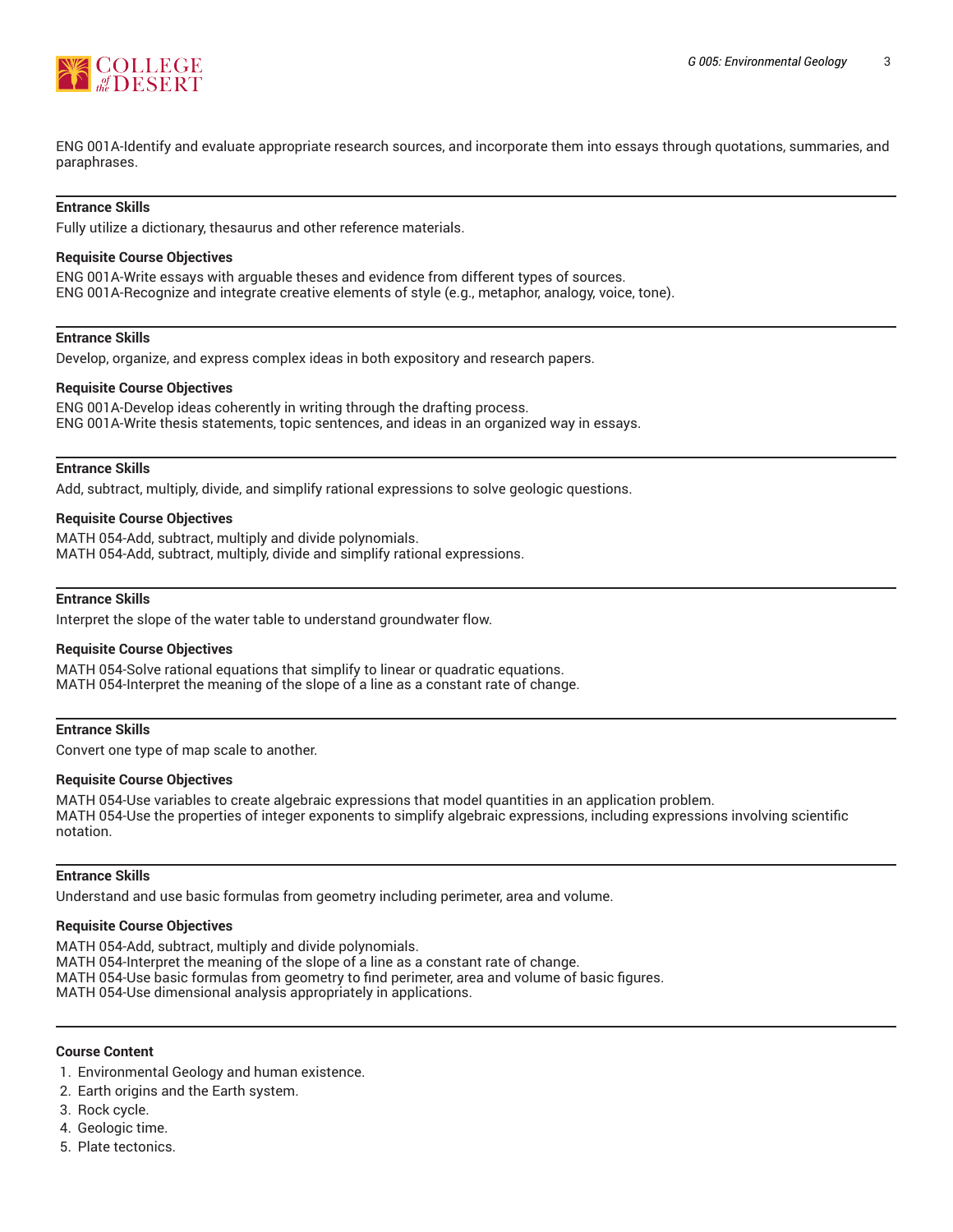ENG 001A-Identify and evaluate appropriate research sources, and incorporate them into essays through quotations, summaries, and paraphrases.

---

**Entrance Skills**

Fully utilize a dictionary, thesaurus and other reference materials.

**Requisite Course Objectives**

ENG 001A-Write essays with arguable theses and evidence from different types of sources.
ENG 001A-Recognize and integrate creative elements of style (e.g., metaphor, analogy, voice, tone).

---

**Entrance Skills**

Develop, organize, and express complex ideas in both expository and research papers.

**Requisite Course Objectives**

ENG 001A-Develop ideas coherently in writing through the drafting process.
ENG 001A-Write thesis statements, topic sentences, and ideas in an organized way in essays.

---

**Entrance Skills**

Add, subtract, multiply, divide, and simplify rational expressions to solve geologic questions.

**Requisite Course Objectives**

MATH 054-Add, subtract, multiply and divide polynomials.
MATH 054-Add, subtract, multiply, divide and simplify rational expressions.

---

**Entrance Skills**

Interpret the slope of the water table to understand groundwater flow.

**Requisite Course Objectives**

MATH 054-Solve rational equations that simplify to linear or quadratic equations.
MATH 054-Interpret the meaning of the slope of a line as a constant rate of change.

---

**Entrance Skills**

Convert one type of map scale to another.

**Requisite Course Objectives**

MATH 054-Use variables to create algebraic expressions that model quantities in an application problem.
MATH 054-Use the properties of integer exponents to simplify algebraic expressions, including expressions involving scientific notation.

---

**Entrance Skills**

Understand and use basic formulas from geometry including perimeter, area and volume.

**Requisite Course Objectives**

MATH 054-Add, subtract, multiply and divide polynomials.
MATH 054-Interpret the meaning of the slope of a line as a constant rate of change.
MATH 054-Use basic formulas from geometry to find perimeter, area and volume of basic figures.
MATH 054-Use dimensional analysis appropriately in applications.

---

**Course Content**

1. Environmental Geology and human existence.
2. Earth origins and the Earth system.
3. Rock cycle.
4. Geologic time.
5. Plate tectonics.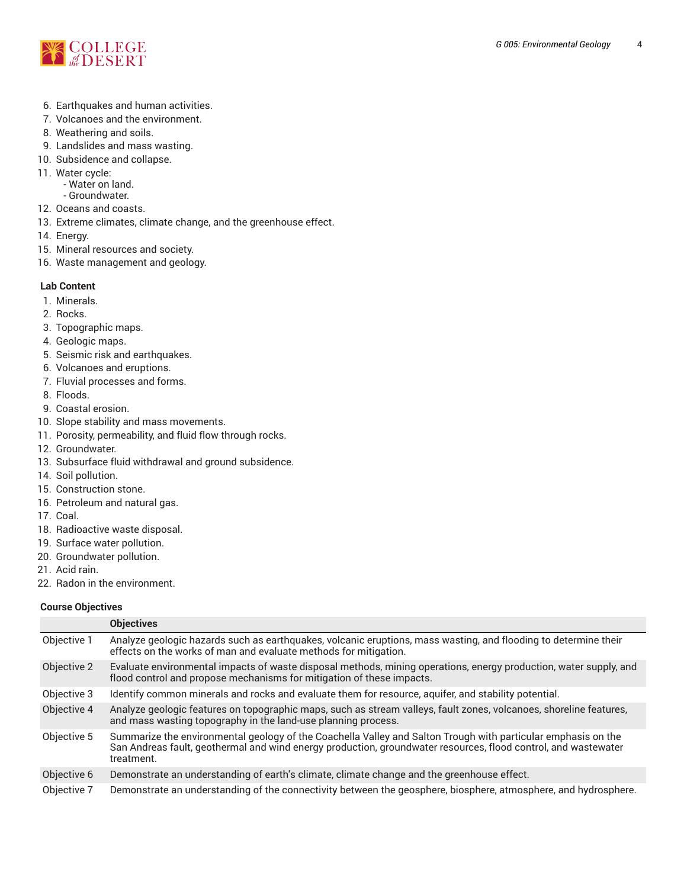6. Earthquakes and human activities.
7. Volcanoes and the environment.
8. Weathering and soils.
9. Landslides and mass wasting.
10. Subsidence and collapse.
11. Water cycle:
    - Water on land.
    - Groundwater.
12. Oceans and coasts.
13. Extreme climates, climate change, and the greenhouse effect.
14. Energy.
15. Mineral resources and society.
16. Waste management and geology.

### Lab Content

1. Minerals.
2. Rocks.
3. Topographic maps.
4. Geologic maps.
5. Seismic risk and earthquakes.
6. Volcanoes and eruptions.
7. Fluvial processes and forms.
8. Floods.
9. Coastal erosion.
10. Slope stability and mass movements.
11. Porosity, permeability, and fluid flow through rocks.
12. Groundwater.
13. Subsurface fluid withdrawal and ground subsidence.
14. Soil pollution.
15. Construction stone.
16. Petroleum and natural gas.
17. Coal.
18. Radioactive waste disposal.
19. Surface water pollution.
20. Groundwater pollution.
21. Acid rain.
22. Radon in the environment.

### Course Objectives

| | Objectives |
|---|---|
| Objective 1 | Analyze geologic hazards such as earthquakes, volcanic eruptions, mass wasting, and flooding to determine their effects on the works of man and evaluate methods for mitigation. |
| Objective 2 | Evaluate environmental impacts of waste disposal methods, mining operations, energy production, water supply, and flood control and propose mechanisms for mitigation of these impacts. |
| Objective 3 | Identify common minerals and rocks and evaluate them for resource, aquifer, and stability potential. |
| Objective 4 | Analyze geologic features on topographic maps, such as stream valleys, fault zones, volcanoes, shoreline features, and mass wasting topography in the land-use planning process. |
| Objective 5 | Summarize the environmental geology of the Coachella Valley and Salton Trough with particular emphasis on the San Andreas fault, geothermal and wind energy production, groundwater resources, flood control, and wastewater treatment. |
| Objective 6 | Demonstrate an understanding of earth's climate, climate change and the greenhouse effect. |
| Objective 7 | Demonstrate an understanding of the connectivity between the geosphere, biosphere, atmosphere, and hydrosphere. |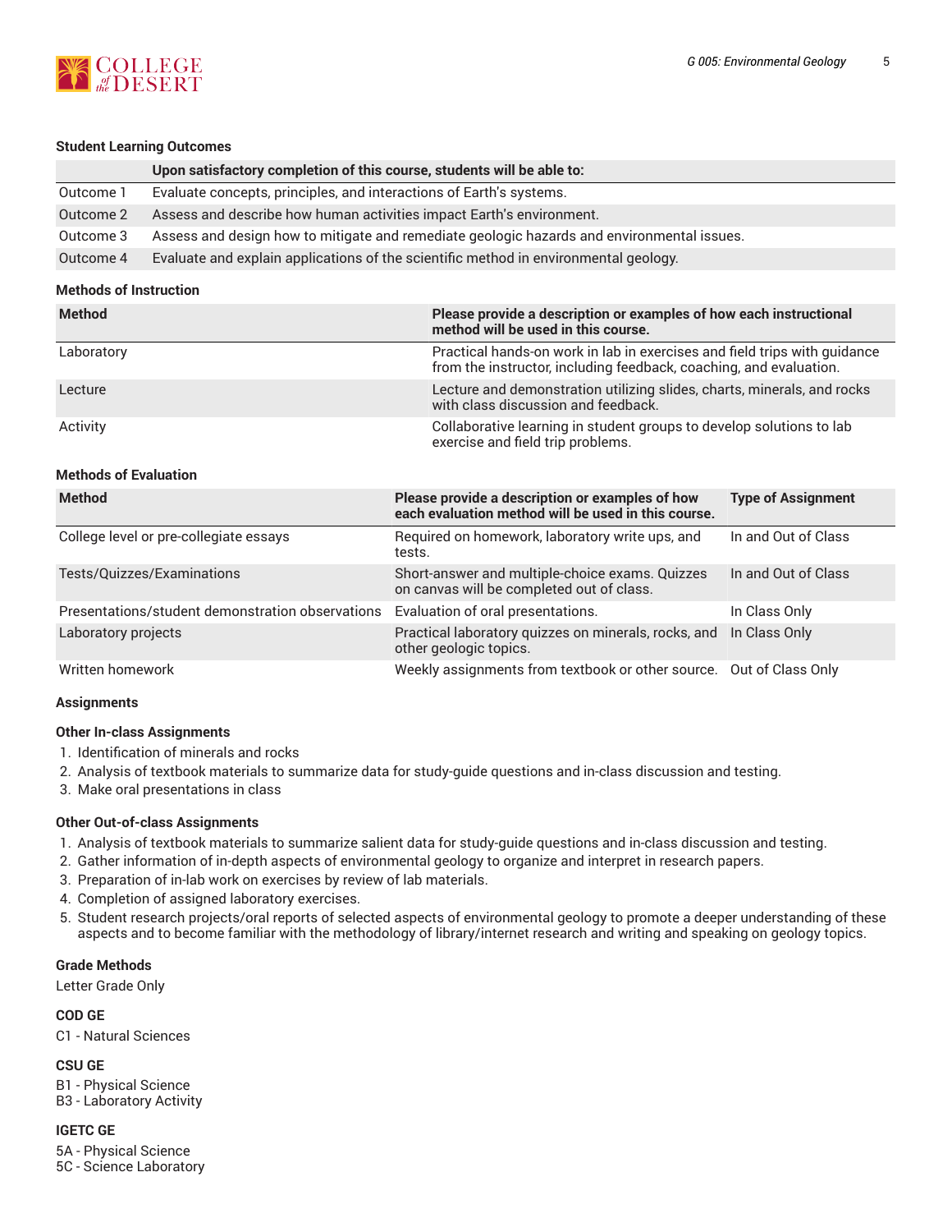#### Student Learning Outcomes

| | Upon satisfactory completion of this course, students will be able to: |
|---|---|
| Outcome 1 | Evaluate concepts, principles, and interactions of Earth's systems. |
| Outcome 2 | Assess and describe how human activities impact Earth's environment. |
| Outcome 3 | Assess and design how to mitigate and remediate geologic hazards and environmental issues. |
| Outcome 4 | Evaluate and explain applications of the scientific method in environmental geology. |

#### Methods of Instruction

| Method | Please provide a description or examples of how each instructional method will be used in this course. |
|---|---|
| Laboratory | Practical hands-on work in lab in exercises and field trips with guidance from the instructor, including feedback, coaching, and evaluation. |
| Lecture | Lecture and demonstration utilizing slides, charts, minerals, and rocks with class discussion and feedback. |
| Activity | Collaborative learning in student groups to develop solutions to lab exercise and field trip problems. |

#### Methods of Evaluation

| Method | Please provide a description or examples of how each evaluation method will be used in this course. | Type of Assignment |
|---|---|---|
| College level or pre-collegiate essays | Required on homework, laboratory write ups, and tests. | In and Out of Class |
| Tests/Quizzes/Examinations | Short-answer and multiple-choice exams. Quizzes on canvas will be completed out of class. | In and Out of Class |
| Presentations/student demonstration observations | Evaluation of oral presentations. | In Class Only |
| Laboratory projects | Practical laboratory quizzes on minerals, rocks, and other geologic topics. | In Class Only |
| Written homework | Weekly assignments from textbook or other source. | Out of Class Only |

#### Assignments

**Other In-class Assignments**

1. Identification of minerals and rocks
2. Analysis of textbook materials to summarize data for study-guide questions and in-class discussion and testing.
3. Make oral presentations in class

**Other Out-of-class Assignments**

1. Analysis of textbook materials to summarize salient data for study-guide questions and in-class discussion and testing.
2. Gather information of in-depth aspects of environmental geology to organize and interpret in research papers.
3. Preparation of in-lab work on exercises by review of lab materials.
4. Completion of assigned laboratory exercises.
5. Student research projects/oral reports of selected aspects of environmental geology to promote a deeper understanding of these aspects and to become familiar with the methodology of library/internet research and writing and speaking on geology topics.

#### Grade Methods

Letter Grade Only

#### COD GE

C1 - Natural Sciences

#### CSU GE

B1 - Physical Science
B3 - Laboratory Activity

#### IGETC GE

5A - Physical Science
5C - Science Laboratory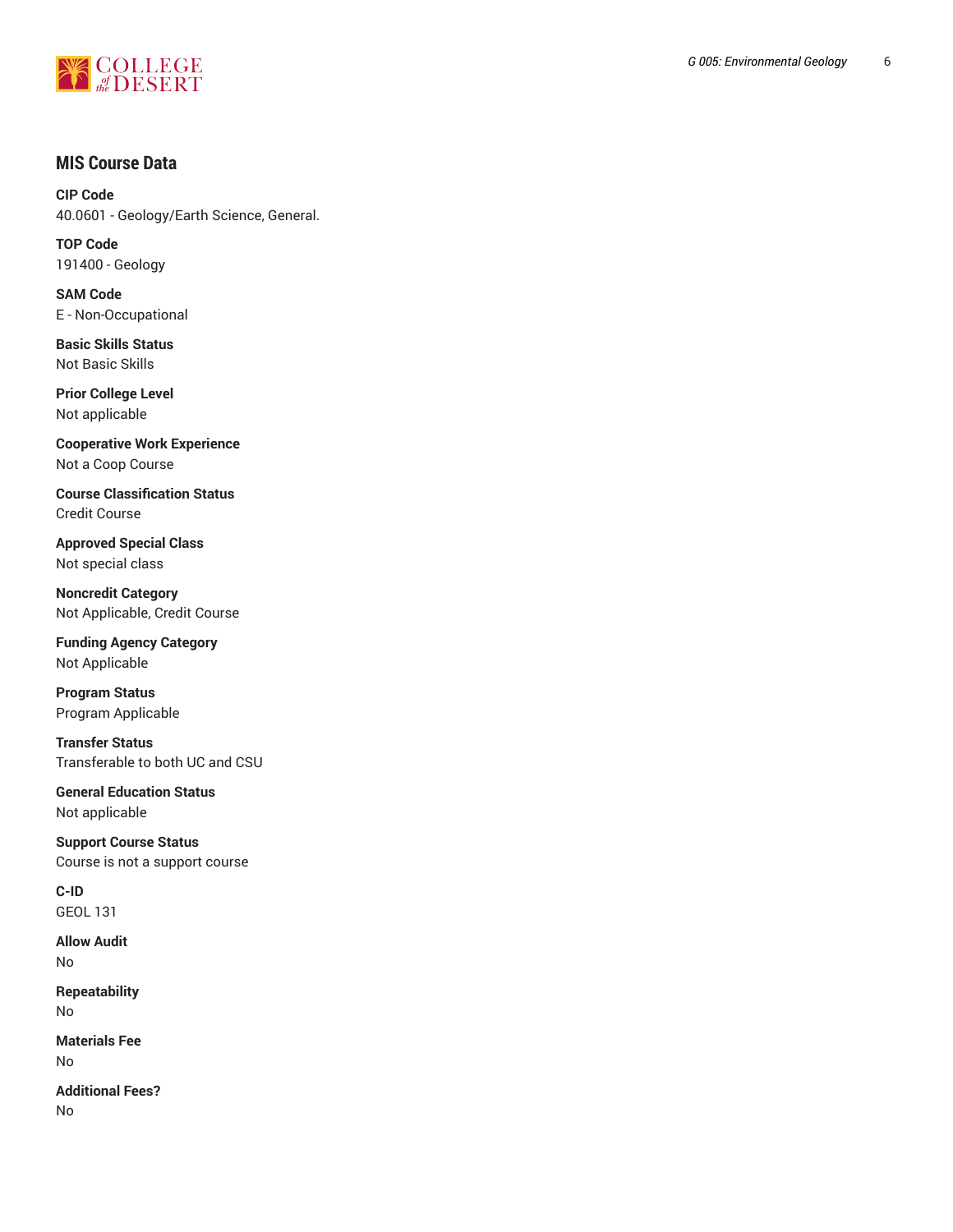## MIS Course Data

**CIP Code**
40.0601 - Geology/Earth Science, General.

**TOP Code**
191400 - Geology

**SAM Code**
E - Non-Occupational

**Basic Skills Status**
Not Basic Skills

**Prior College Level**
Not applicable

**Cooperative Work Experience**
Not a Coop Course

**Course Classification Status**
Credit Course

**Approved Special Class**
Not special class

**Noncredit Category**
Not Applicable, Credit Course

**Funding Agency Category**
Not Applicable

**Program Status**
Program Applicable

**Transfer Status**
Transferable to both UC and CSU

**General Education Status**
Not applicable

**Support Course Status**
Course is not a support course

**C-ID**
GEOL 131

**Allow Audit**
No

**Repeatability**
No

**Materials Fee**
No

**Additional Fees?**
No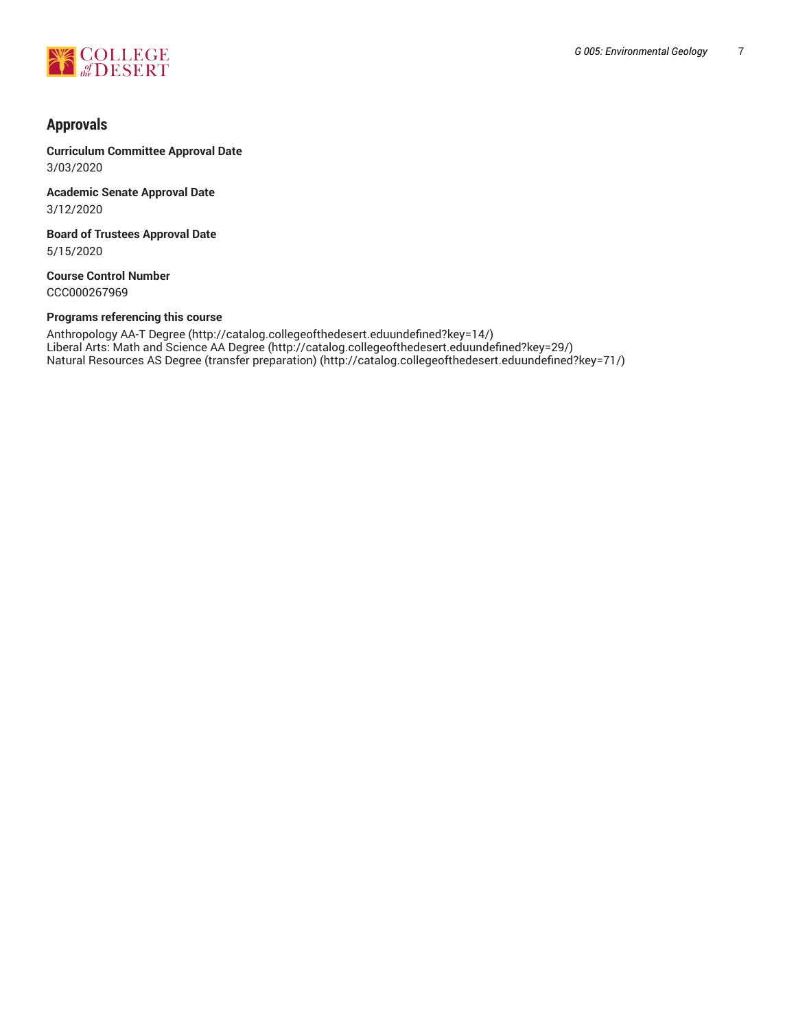## Approvals

**Curriculum Committee Approval Date**
3/03/2020

**Academic Senate Approval Date**
3/12/2020

**Board of Trustees Approval Date**
5/15/2020

**Course Control Number**
CCC000267969

**Programs referencing this course**
Anthropology AA-T Degree (http://catalog.collegeofthedesert.eduundefined?key=14/)
Liberal Arts: Math and Science AA Degree (http://catalog.collegeofthedesert.eduundefined?key=29/)
Natural Resources AS Degree (transfer preparation) (http://catalog.collegeofthedesert.eduundefined?key=71/)